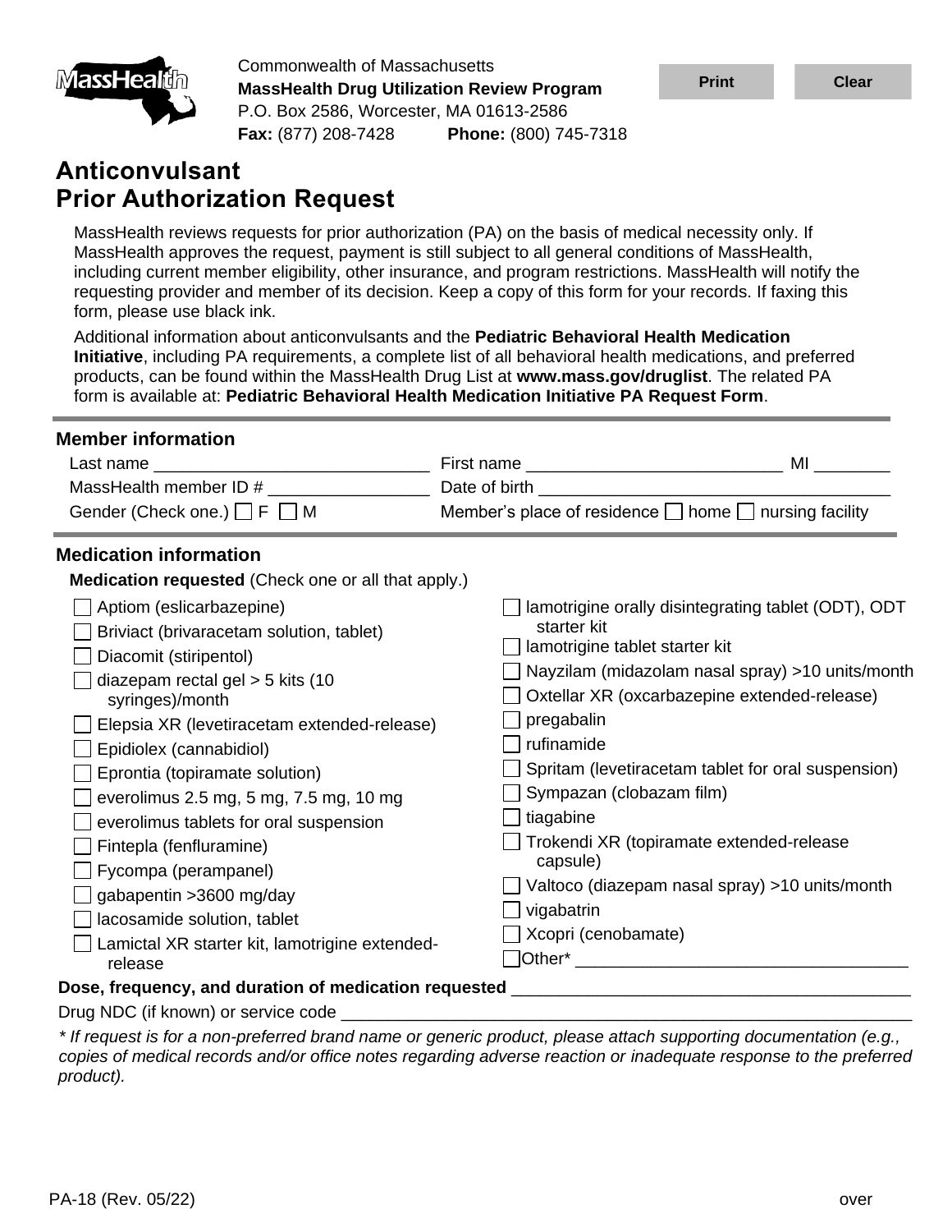Commonwealth of Massachusetts
**MassHealth Drug Utilization Review Program**
P.O. Box 2586, Worcester, MA 01613-2586
**Fax:** (877) 208-7428 **Phone:** (800) 745-7318

# Anticonvulsant Prior Authorization Request

MassHealth reviews requests for prior authorization (PA) on the basis of medical necessity only. If MassHealth approves the request, payment is still subject to all general conditions of MassHealth, including current member eligibility, other insurance, and program restrictions. MassHealth will notify the requesting provider and member of its decision. Keep a copy of this form for your records. If faxing this form, please use black ink.

Additional information about anticonvulsants and the **Pediatric Behavioral Health Medication Initiative**, including PA requirements, a complete list of all behavioral health medications, and preferred products, can be found within the MassHealth Drug List at **www.mass.gov/druglist**. The related PA form is available at: **Pediatric Behavioral Health Medication Initiative PA Request Form**.

## Member information

Last name ____________________________ First name ___________________________ MI ________

MassHealth member ID # ________________ Date of birth _____________________________________

Gender (Check one.) ☐ F ☐ M Member's place of residence ☐ home ☐ nursing facility

## Medication information

**Medication requested** (Check one or all that apply.)

- ☐ Aptiom (eslicarbazepine)
- ☐ Briviact (brivaracetam solution, tablet)
- ☐ Diacomit (stiripentol)
- ☐ diazepam rectal gel > 5 kits (10 syringes)/month
- ☐ Elepsia XR (levetiracetam extended-release)
- ☐ Epidiolex (cannabidiol)
- ☐ Eprontia (topiramate solution)
- ☐ everolimus 2.5 mg, 5 mg, 7.5 mg, 10 mg
- ☐ everolimus tablets for oral suspension
- ☐ Fintepla (fenfluramine)
- ☐ Fycompa (perampanel)
- ☐ gabapentin >3600 mg/day
- ☐ lacosamide solution, tablet
- ☐ Lamictal XR starter kit, lamotrigine extended-release
- ☐ lamotrigine orally disintegrating tablet (ODT), ODT starter kit
- ☐ lamotrigine tablet starter kit
- ☐ Nayzilam (midazolam nasal spray) >10 units/month
- ☐ Oxtellar XR (oxcarbazepine extended-release)
- ☐ pregabalin
- ☐ rufinamide
- ☐ Spritam (levetiracetam tablet for oral suspension)
- ☐ Sympazan (clobazam film)
- ☐ tiagabine
- ☐ Trokendi XR (topiramate extended-release capsule)
- ☐ Valtoco (diazepam nasal spray) >10 units/month
- ☐ vigabatrin
- ☐ Xcopri (cenobamate)
- ☐ Other* ___________________________________

**Dose, frequency, and duration of medication requested** ________________________________________

Drug NDC (if known) or service code ______________________________________________________

*\* If request is for a non-preferred brand name or generic product, please attach supporting documentation (e.g., copies of medical records and/or office notes regarding adverse reaction or inadequate response to the preferred product).*

PA-18 (Rev. 05/22) over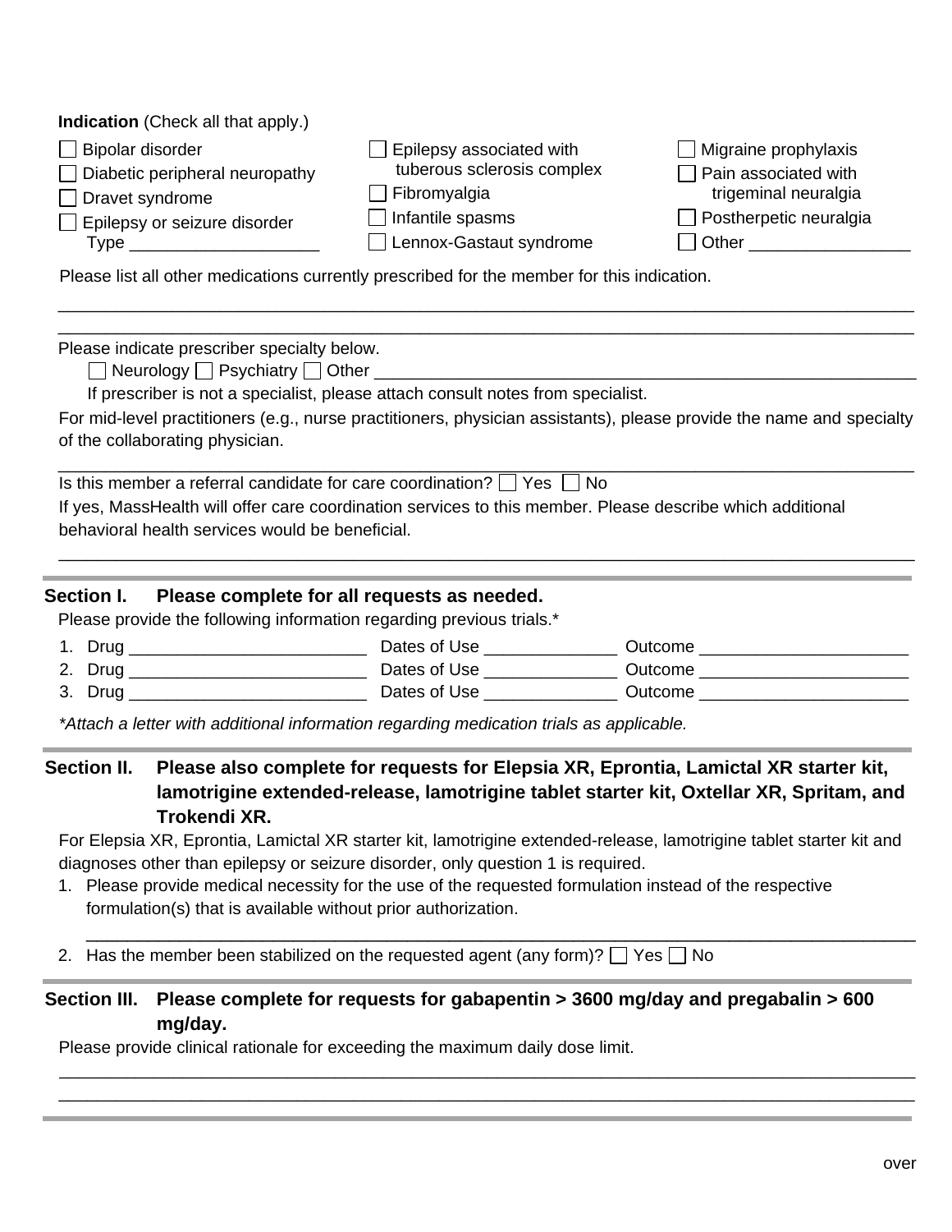**Indication** (Check all that apply.)

- ☐ Bipolar disorder
- ☐ Diabetic peripheral neuropathy
- ☐ Dravet syndrome
- ☐ Epilepsy or seizure disorder
  Type ____________________
- ☐ Epilepsy associated with tuberous sclerosis complex
- ☐ Fibromyalgia
- ☐ Infantile spasms
- ☐ Lennox-Gastaut syndrome
- ☐ Migraine prophylaxis
- ☐ Pain associated with trigeminal neuralgia
- ☐ Postherpetic neuralgia
- ☐ Other _________________

Please list all other medications currently prescribed for the member for this indication.

_______________________________________________________________________________________

_______________________________________________________________________________________

Please indicate prescriber specialty below.

☐ Neurology ☐ Psychiatry ☐ Other ________________________________________________

If prescriber is not a specialist, please attach consult notes from specialist.

For mid-level practitioners (e.g., nurse practitioners, physician assistants), please provide the name and specialty of the collaborating physician.

_______________________________________________________________________________________

Is this member a referral candidate for care coordination? ☐ Yes ☐ No

If yes, MassHealth will offer care coordination services to this member. Please describe which additional behavioral health services would be beneficial.

_______________________________________________________________________________________

## Section I. Please complete for all requests as needed.

Please provide the following information regarding previous trials.*

1. Drug _________________________ Dates of Use ______________ Outcome ______________________
2. Drug _________________________ Dates of Use ______________ Outcome ______________________
3. Drug _________________________ Dates of Use ______________ Outcome ______________________

*Attach a letter with additional information regarding medication trials as applicable.*

## Section II. Please also complete for requests for Elepsia XR, Eprontia, Lamictal XR starter kit, lamotrigine extended-release, lamotrigine tablet starter kit, Oxtellar XR, Spritam, and Trokendi XR.

For Elepsia XR, Eprontia, Lamictal XR starter kit, lamotrigine extended-release, lamotrigine tablet starter kit and diagnoses other than epilepsy or seizure disorder, only question 1 is required.

1. Please provide medical necessity for the use of the requested formulation instead of the respective formulation(s) that is available without prior authorization.

   _______________________________________________________________________________________
2. Has the member been stabilized on the requested agent (any form)? ☐ Yes ☐ No

## Section III. Please complete for requests for gabapentin > 3600 mg/day and pregabalin > 600 mg/day.

Please provide clinical rationale for exceeding the maximum daily dose limit.

_______________________________________________________________________________________

_______________________________________________________________________________________

over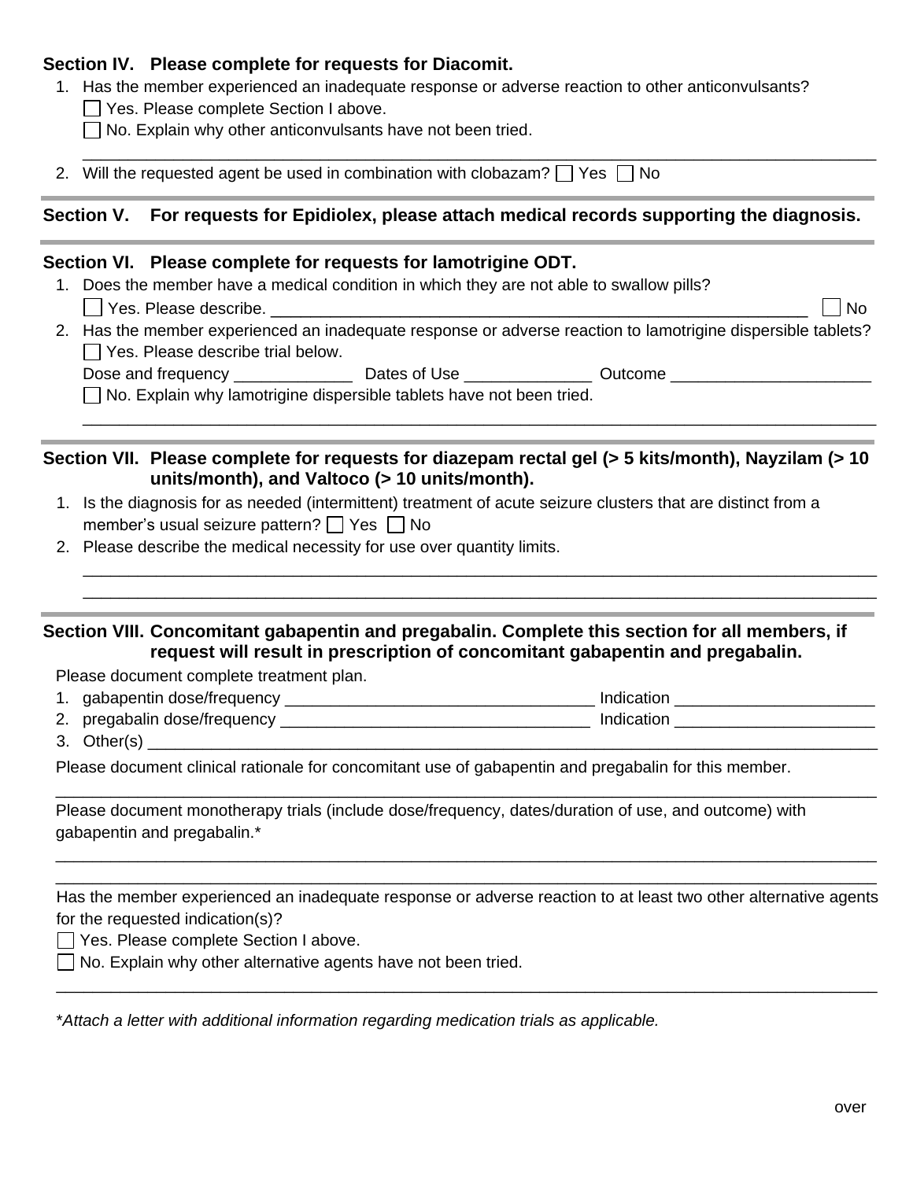## Section IV. Please complete for requests for Diacomit.

1. Has the member experienced an inadequate response or adverse reaction to other anticonvulsants?
   - ☐ Yes. Please complete Section I above.
   - ☐ No. Explain why other anticonvulsants have not been tried.

   ___________________________________________________________________________________
2. Will the requested agent be used in combination with clobazam? ☐ Yes ☐ No

## Section V. For requests for Epidiolex, please attach medical records supporting the diagnosis.

## Section VI. Please complete for requests for lamotrigine ODT.

1. Does the member have a medical condition in which they are not able to swallow pills?
   - ☐ Yes. Please describe. ___________________________________________________________ ☐ No
2. Has the member experienced an inadequate response or adverse reaction to lamotrigine dispersible tablets?
   - ☐ Yes. Please describe trial below.

     Dose and frequency _____________ Dates of Use ______________ Outcome ______________________
   - ☐ No. Explain why lamotrigine dispersible tablets have not been tried.

   ___________________________________________________________________________________

## Section VII. Please complete for requests for diazepam rectal gel (> 5 kits/month), Nayzilam (> 10 units/month), and Valtoco (> 10 units/month).

1. Is the diagnosis for as needed (intermittent) treatment of acute seizure clusters that are distinct from a member's usual seizure pattern? ☐ Yes ☐ No
2. Please describe the medical necessity for use over quantity limits.

   ___________________________________________________________________________________

   ___________________________________________________________________________________

## Section VIII. Concomitant gabapentin and pregabalin. Complete this section for all members, if request will result in prescription of concomitant gabapentin and pregabalin.

Please document complete treatment plan.

1. gabapentin dose/frequency __________________________________ Indication ______________________
2. pregabalin dose/frequency __________________________________ Indication ______________________
3. Other(s) ______________________________________________________________________________

Please document clinical rationale for concomitant use of gabapentin and pregabalin for this member.

___________________________________________________________________________________

Please document monotherapy trials (include dose/frequency, dates/duration of use, and outcome) with gabapentin and pregabalin.*

___________________________________________________________________________________

___________________________________________________________________________________

Has the member experienced an inadequate response or adverse reaction to at least two other alternative agents for the requested indication(s)?

- ☐ Yes. Please complete Section I above.
- ☐ No. Explain why other alternative agents have not been tried.

___________________________________________________________________________________

**Attach a letter with additional information regarding medication trials as applicable.*

over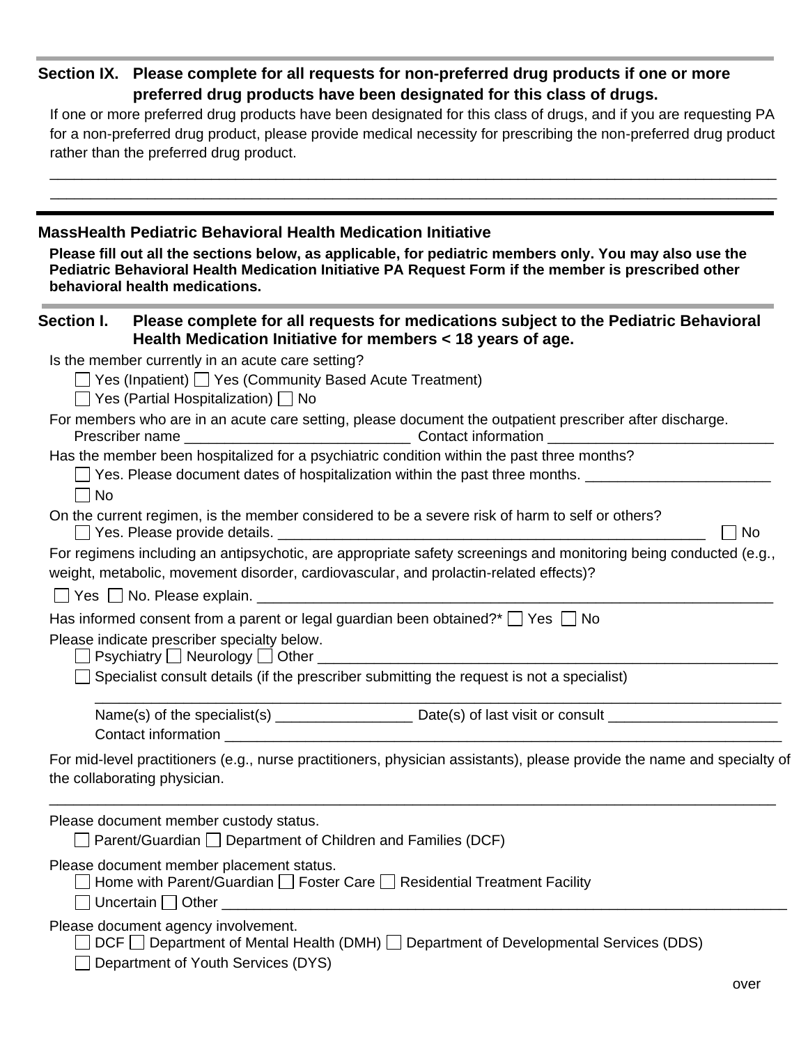## Section IX. Please complete for all requests for non-preferred drug products if one or more preferred drug products have been designated for this class of drugs.

If one or more preferred drug products have been designated for this class of drugs, and if you are requesting PA for a non-preferred drug product, please provide medical necessity for prescribing the non-preferred drug product rather than the preferred drug product.

______________________________________________________________________________________

______________________________________________________________________________________

---

## MassHealth Pediatric Behavioral Health Medication Initiative

**Please fill out all the sections below, as applicable, for pediatric members only. You may also use the Pediatric Behavioral Health Medication Initiative PA Request Form if the member is prescribed other behavioral health medications.**

## Section I. Please complete for all requests for medications subject to the Pediatric Behavioral Health Medication Initiative for members < 18 years of age.

Is the member currently in an acute care setting?

☐ Yes (Inpatient) ☐ Yes (Community Based Acute Treatment)

☐ Yes (Partial Hospitalization) ☐ No

For members who are in an acute care setting, please document the outpatient prescriber after discharge.

Prescriber name ____________________________ Contact information ____________________________

Has the member been hospitalized for a psychiatric condition within the past three months?

☐ Yes. Please document dates of hospitalization within the past three months. _______________________

☐ No

On the current regimen, is the member considered to be a severe risk of harm to self or others?

☐ Yes. Please provide details. ______________________________________________________ ☐ No

For regimens including an antipsychotic, are appropriate safety screenings and monitoring being conducted (e.g., weight, metabolic, movement disorder, cardiovascular, and prolactin-related effects)?

☐ Yes ☐ No. Please explain. ______________________________________________________________

Has informed consent from a parent or legal guardian been obtained?* ☐ Yes ☐ No

Please indicate prescriber specialty below.

☐ Psychiatry ☐ Neurology ☐ Other ___________________________________________________________

☐ Specialist consult details (if the prescriber submitting the request is not a specialist)

______________________________________________________________________________

Name(s) of the specialist(s) _________________ Date(s) of last visit or consult _____________________

Contact information _______________________________________________________________________

For mid-level practitioners (e.g., nurse practitioners, physician assistants), please provide the name and specialty of the collaborating physician.

______________________________________________________________________________________

Please document member custody status.

☐ Parent/Guardian ☐ Department of Children and Families (DCF)

Please document member placement status.

☐ Home with Parent/Guardian ☐ Foster Care ☐ Residential Treatment Facility

☐ Uncertain ☐ Other ___________________________________________________________________________

Please document agency involvement.

☐ DCF ☐ Department of Mental Health (DMH) ☐ Department of Developmental Services (DDS)

☐ Department of Youth Services (DYS)

over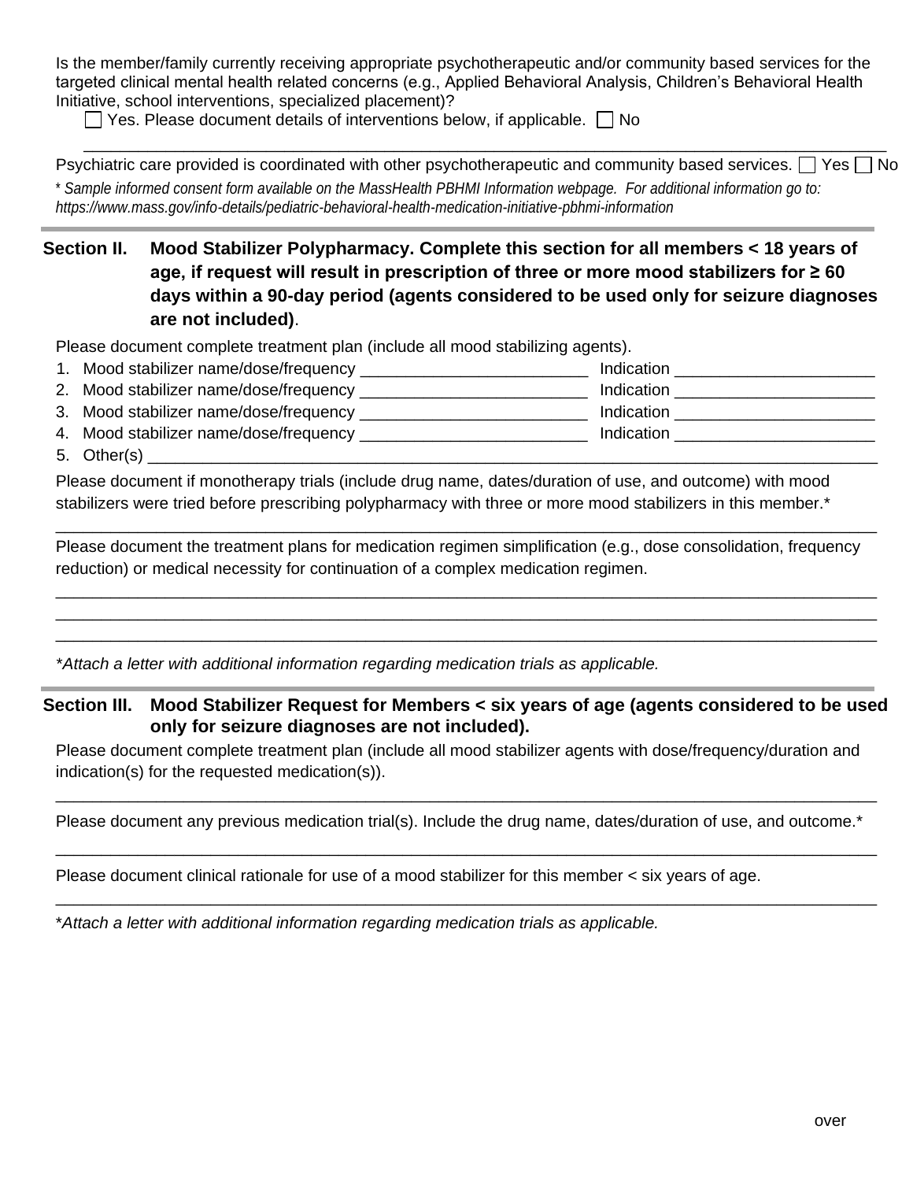Is the member/family currently receiving appropriate psychotherapeutic and/or community based services for the targeted clinical mental health related concerns (e.g., Applied Behavioral Analysis, Children's Behavioral Health Initiative, school interventions, specialized placement)?

☐ Yes. Please document details of interventions below, if applicable. ☐ No

_______________________________________________________________________________

Psychiatric care provided is coordinated with other psychotherapeutic and community based services. ☐ Yes ☐ No

* *Sample informed consent form available on the MassHealth PBHMI Information webpage. For additional information go to: https://www.mass.gov/info-details/pediatric-behavioral-health-medication-initiative-pbhmi-information*

## Section II. Mood Stabilizer Polypharmacy. Complete this section for all members < 18 years of age, if request will result in prescription of three or more mood stabilizers for ≥ 60 days within a 90-day period (agents considered to be used only for seizure diagnoses are not included).

Please document complete treatment plan (include all mood stabilizing agents).

1. Mood stabilizer name/dose/frequency _________________________ Indication ______________________
2. Mood stabilizer name/dose/frequency _________________________ Indication ______________________
3. Mood stabilizer name/dose/frequency _________________________ Indication ______________________
4. Mood stabilizer name/dose/frequency _________________________ Indication ______________________
5. Other(s) _______________________________________________________________________________

Please document if monotherapy trials (include drug name, dates/duration of use, and outcome) with mood stabilizers were tried before prescribing polypharmacy with three or more mood stabilizers in this member.*

_______________________________________________________________________________

Please document the treatment plans for medication regimen simplification (e.g., dose consolidation, frequency reduction) or medical necessity for continuation of a complex medication regimen.

_______________________________________________________________________________

_______________________________________________________________________________

_______________________________________________________________________________

*Attach a letter with additional information regarding medication trials as applicable.*

## Section III. Mood Stabilizer Request for Members < six years of age (agents considered to be used only for seizure diagnoses are not included).

Please document complete treatment plan (include all mood stabilizer agents with dose/frequency/duration and indication(s) for the requested medication(s)).

_______________________________________________________________________________

Please document any previous medication trial(s). Include the drug name, dates/duration of use, and outcome.*

_______________________________________________________________________________

Please document clinical rationale for use of a mood stabilizer for this member < six years of age.

_______________________________________________________________________________

**Attach a letter with additional information regarding medication trials as applicable.*

over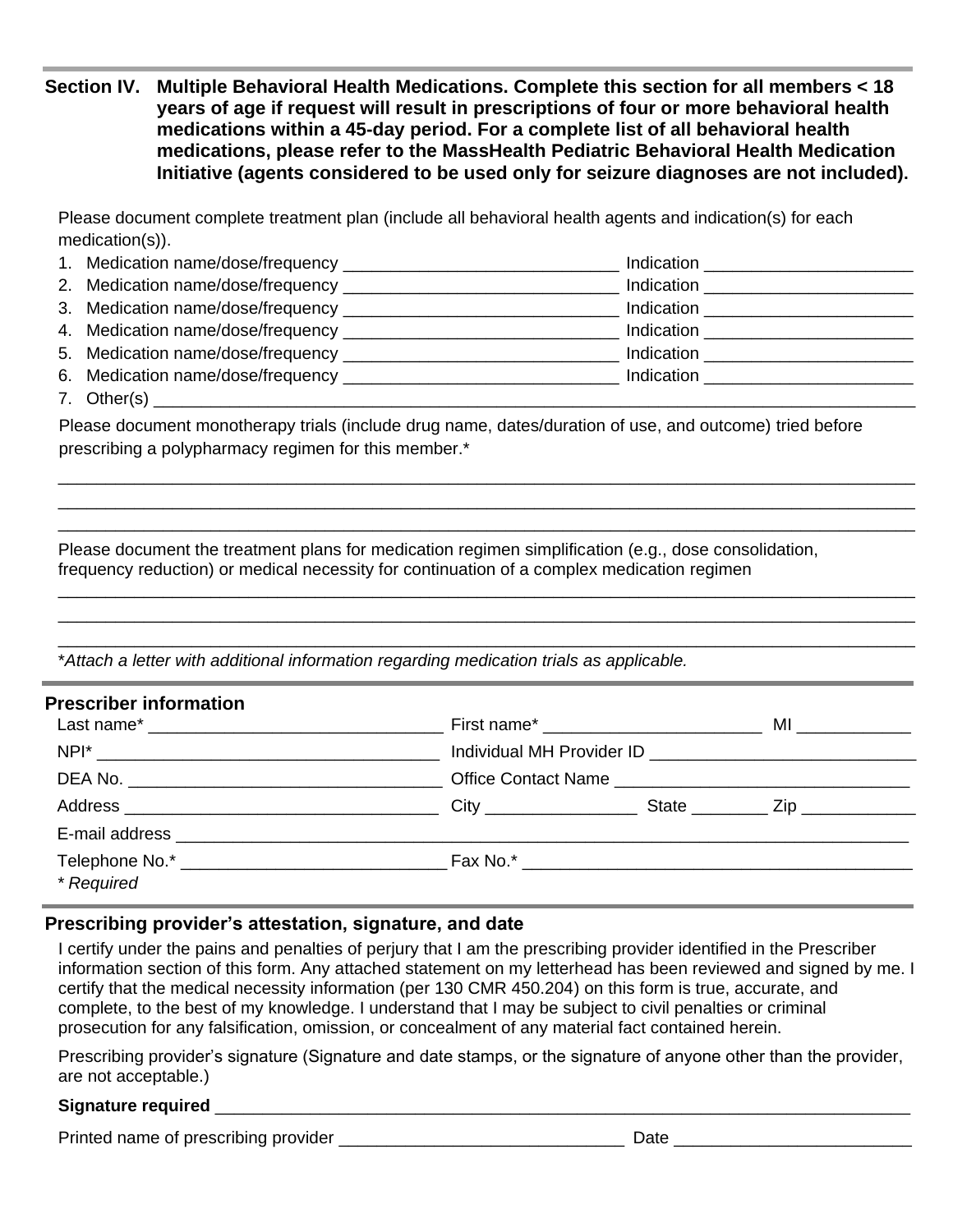## Section IV. Multiple Behavioral Health Medications. Complete this section for all members < 18 years of age if request will result in prescriptions of four or more behavioral health medications within a 45-day period. For a complete list of all behavioral health medications, please refer to the MassHealth Pediatric Behavioral Health Medication Initiative (agents considered to be used only for seizure diagnoses are not included).

Please document complete treatment plan (include all behavioral health agents and indication(s) for each medication(s)).

1. Medication name/dose/frequency ______________________________ Indication ______________________
2. Medication name/dose/frequency ______________________________ Indication ______________________
3. Medication name/dose/frequency ______________________________ Indication ______________________
4. Medication name/dose/frequency ______________________________ Indication ______________________
5. Medication name/dose/frequency ______________________________ Indication ______________________
6. Medication name/dose/frequency ______________________________ Indication ______________________
7. Other(s) ________________________________________________________________________________

Please document monotherapy trials (include drug name, dates/duration of use, and outcome) tried before prescribing a polypharmacy regimen for this member.*

______________________________________________________________________________________________
______________________________________________________________________________________________
______________________________________________________________________________________________

Please document the treatment plans for medication regimen simplification (e.g., dose consolidation, frequency reduction) or medical necessity for continuation of a complex medication regimen

______________________________________________________________________________________________
______________________________________________________________________________________________
______________________________________________________________________________________________

*Attach a letter with additional information regarding medication trials as applicable.*

## Prescriber information

Last name* _______________________________ First name* _______________________ MI ____________

NPI* ____________________________________ Individual MH Provider ID _____________________________

DEA No. _________________________________ Office Contact Name _______________________________

Address _________________________________ City ________________ State ________ Zip ____________

E-mail address ____________________________________________________________________________

Telephone No.* ____________________________ Fax No.* _________________________________________

*\* Required*

## Prescribing provider's attestation, signature, and date

I certify under the pains and penalties of perjury that I am the prescribing provider identified in the Prescriber information section of this form. Any attached statement on my letterhead has been reviewed and signed by me. I certify that the medical necessity information (per 130 CMR 450.204) on this form is true, accurate, and complete, to the best of my knowledge. I understand that I may be subject to civil penalties or criminal prosecution for any falsification, omission, or concealment of any material fact contained herein.

Prescribing provider's signature (Signature and date stamps, or the signature of anyone other than the provider, are not acceptable.)

**Signature required** ________________________________________________________________________

Printed name of prescribing provider ______________________________ Date _________________________